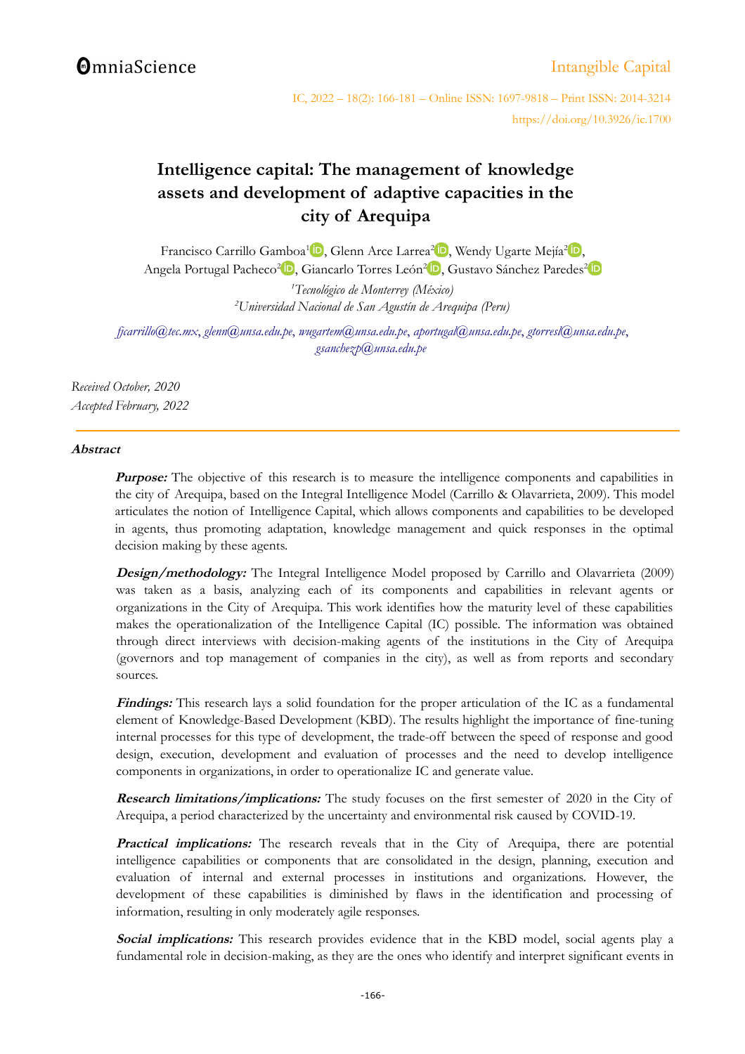# Intelligence capital: The management of knowledge assets and development of adaptive capacities in the city of Arequipa

Francisco Carrillo Gamboa[1], Glenn Arce Larrea[2], Wendy Ugarte Mejía[2], Angela Portugal Pacheco[2], Giancarlo Torres León[2], Gustavo Sánchez Paredes[2]

[1]*Tecnológico de Monterrey (México)*
[2]*Universidad Nacional de San Agustín de Arequipa (Peru)*

*fjcarrillo@tec.mx, glenn@unsa.edu.pe, wugartem@unsa.edu.pe, aportugal@unsa.edu.pe, gtorresl@unsa.edu.pe, gsanchezp@unsa.edu.pe*

*Received October, 2020*
*Accepted February, 2022*

## Abstract

***Purpose:*** The objective of this research is to measure the intelligence components and capabilities in the city of Arequipa, based on the Integral Intelligence Model (Carrillo & Olavarrieta, 2009). This model articulates the notion of Intelligence Capital, which allows components and capabilities to be developed in agents, thus promoting adaptation, knowledge management and quick responses in the optimal decision making by these agents.

***Design/methodology:*** The Integral Intelligence Model proposed by Carrillo and Olavarrieta (2009) was taken as a basis, analyzing each of its components and capabilities in relevant agents or organizations in the City of Arequipa. This work identifies how the maturity level of these capabilities makes the operationalization of the Intelligence Capital (IC) possible. The information was obtained through direct interviews with decision-making agents of the institutions in the City of Arequipa (governors and top management of companies in the city), as well as from reports and secondary sources.

***Findings:*** This research lays a solid foundation for the proper articulation of the IC as a fundamental element of Knowledge-Based Development (KBD). The results highlight the importance of fine-tuning internal processes for this type of development, the trade-off between the speed of response and good design, execution, development and evaluation of processes and the need to develop intelligence components in organizations, in order to operationalize IC and generate value.

***Research limitations/implications:*** The study focuses on the first semester of 2020 in the City of Arequipa, a period characterized by the uncertainty and environmental risk caused by COVID-19.

***Practical implications:*** The research reveals that in the City of Arequipa, there are potential intelligence capabilities or components that are consolidated in the design, planning, execution and evaluation of internal and external processes in institutions and organizations. However, the development of these capabilities is diminished by flaws in the identification and processing of information, resulting in only moderately agile responses.

***Social implications:*** This research provides evidence that in the KBD model, social agents play a fundamental role in decision-making, as they are the ones who identify and interpret significant events in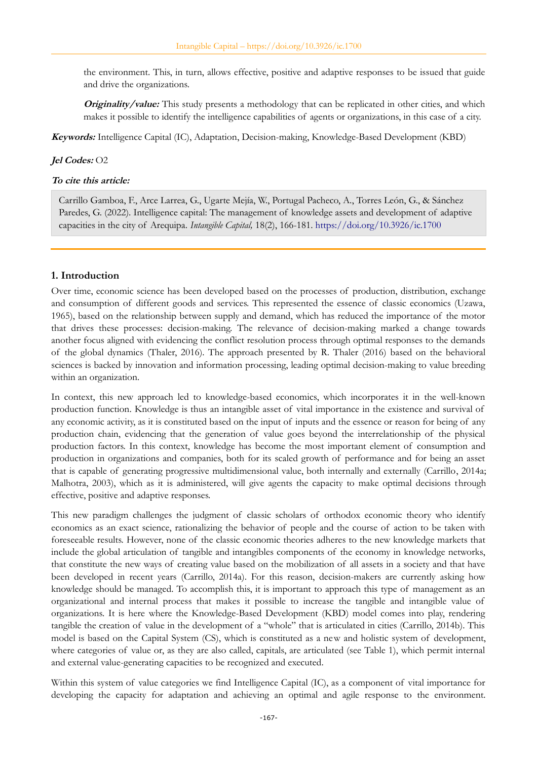the environment. This, in turn, allows effective, positive and adaptive responses to be issued that guide and drive the organizations.

***Originality/value:*** This study presents a methodology that can be replicated in other cities, and which makes it possible to identify the intelligence capabilities of agents or organizations, in this case of a city.

***Keywords:*** Intelligence Capital (IC), Adaptation, Decision-making, Knowledge-Based Development (KBD)

***Jel Codes:*** O2

***To cite this article:***

Carrillo Gamboa, F., Arce Larrea, G., Ugarte Mejía, W., Portugal Pacheco, A., Torres León, G., & Sánchez Paredes, G. (2022). Intelligence capital: The management of knowledge assets and development of adaptive capacities in the city of Arequipa. *Intangible Capital,* 18(2), 166-181. https://doi.org/10.3926/ic.1700

## 1. Introduction

Over time, economic science has been developed based on the processes of production, distribution, exchange and consumption of different goods and services. This represented the essence of classic economics (Uzawa, 1965), based on the relationship between supply and demand, which has reduced the importance of the motor that drives these processes: decision-making. The relevance of decision-making marked a change towards another focus aligned with evidencing the conflict resolution process through optimal responses to the demands of the global dynamics (Thaler, 2016). The approach presented by R. Thaler (2016) based on the behavioral sciences is backed by innovation and information processing, leading optimal decision-making to value breeding within an organization.

In context, this new approach led to knowledge-based economics, which incorporates it in the well-known production function. Knowledge is thus an intangible asset of vital importance in the existence and survival of any economic activity, as it is constituted based on the input of inputs and the essence or reason for being of any production chain, evidencing that the generation of value goes beyond the interrelationship of the physical production factors. In this context, knowledge has become the most important element of consumption and production in organizations and companies, both for its scaled growth of performance and for being an asset that is capable of generating progressive multidimensional value, both internally and externally (Carrillo, 2014a; Malhotra, 2003), which as it is administered, will give agents the capacity to make optimal decisions through effective, positive and adaptive responses.

This new paradigm challenges the judgment of classic scholars of orthodox economic theory who identify economics as an exact science, rationalizing the behavior of people and the course of action to be taken with foreseeable results. However, none of the classic economic theories adheres to the new knowledge markets that include the global articulation of tangible and intangibles components of the economy in knowledge networks, that constitute the new ways of creating value based on the mobilization of all assets in a society and that have been developed in recent years (Carrillo, 2014a). For this reason, decision-makers are currently asking how knowledge should be managed. To accomplish this, it is important to approach this type of management as an organizational and internal process that makes it possible to increase the tangible and intangible value of organizations. It is here where the Knowledge-Based Development (KBD) model comes into play, rendering tangible the creation of value in the development of a "whole" that is articulated in cities (Carrillo, 2014b). This model is based on the Capital System (CS), which is constituted as a new and holistic system of development, where categories of value or, as they are also called, capitals, are articulated (see Table 1), which permit internal and external value-generating capacities to be recognized and executed.

Within this system of value categories we find Intelligence Capital (IC), as a component of vital importance for developing the capacity for adaptation and achieving an optimal and agile response to the environment.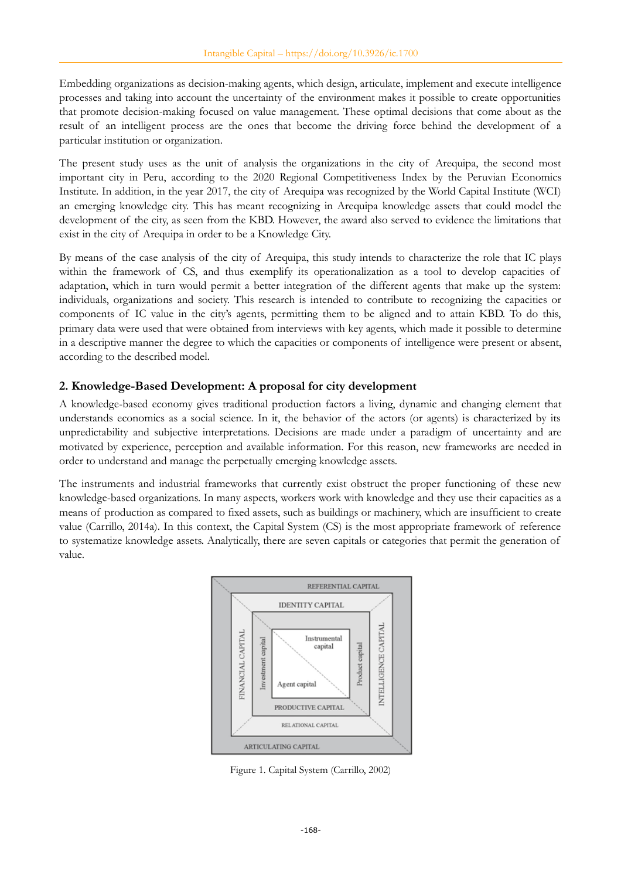Embedding organizations as decision-making agents, which design, articulate, implement and execute intelligence processes and taking into account the uncertainty of the environment makes it possible to create opportunities that promote decision-making focused on value management. These optimal decisions that come about as the result of an intelligent process are the ones that become the driving force behind the development of a particular institution or organization.

The present study uses as the unit of analysis the organizations in the city of Arequipa, the second most important city in Peru, according to the 2020 Regional Competitiveness Index by the Peruvian Economics Institute. In addition, in the year 2017, the city of Arequipa was recognized by the World Capital Institute (WCI) an emerging knowledge city. This has meant recognizing in Arequipa knowledge assets that could model the development of the city, as seen from the KBD. However, the award also served to evidence the limitations that exist in the city of Arequipa in order to be a Knowledge City.

By means of the case analysis of the city of Arequipa, this study intends to characterize the role that IC plays within the framework of CS, and thus exemplify its operationalization as a tool to develop capacities of adaptation, which in turn would permit a better integration of the different agents that make up the system: individuals, organizations and society. This research is intended to contribute to recognizing the capacities or components of IC value in the city's agents, permitting them to be aligned and to attain KBD. To do this, primary data were used that were obtained from interviews with key agents, which made it possible to determine in a descriptive manner the degree to which the capacities or components of intelligence were present or absent, according to the described model.

## 2. Knowledge-Based Development: A proposal for city development

A knowledge-based economy gives traditional production factors a living, dynamic and changing element that understands economics as a social science. In it, the behavior of the actors (or agents) is characterized by its unpredictability and subjective interpretations. Decisions are made under a paradigm of uncertainty and are motivated by experience, perception and available information. For this reason, new frameworks are needed in order to understand and manage the perpetually emerging knowledge assets.

The instruments and industrial frameworks that currently exist obstruct the proper functioning of these new knowledge-based organizations. In many aspects, workers work with knowledge and they use their capacities as a means of production as compared to fixed assets, such as buildings or machinery, which are insufficient to create value (Carrillo, 2014a). In this context, the Capital System (CS) is the most appropriate framework of reference to systematize knowledge assets. Analytically, there are seven capitals or categories that permit the generation of value.

Figure 1. Capital System (Carrillo, 2002)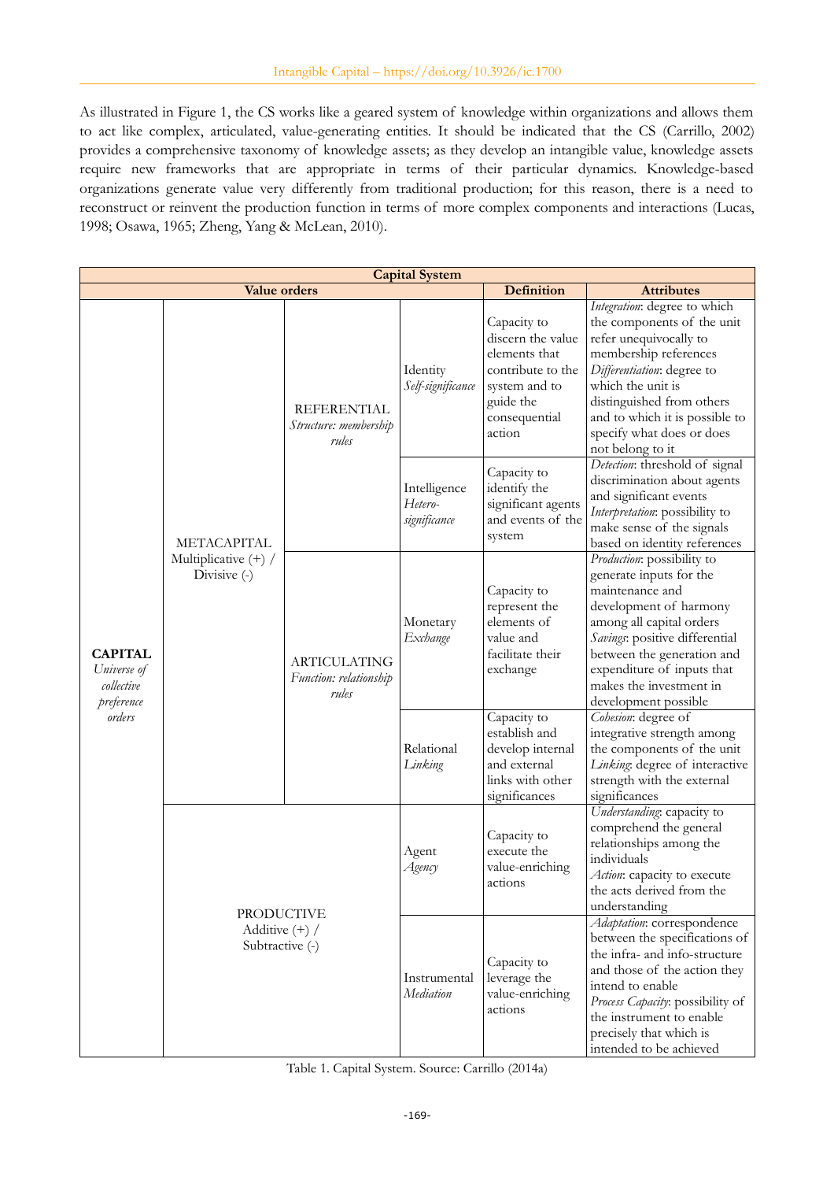As illustrated in Figure 1, the CS works like a geared system of knowledge within organizations and allows them to act like complex, articulated, value-generating entities. It should be indicated that the CS (Carrillo, 2002) provides a comprehensive taxonomy of knowledge assets; as they develop an intangible value, knowledge assets require new frameworks that are appropriate in terms of their particular dynamics. Knowledge-based organizations generate value very differently from traditional production; for this reason, there is a need to reconstruct or reinvent the production function in terms of more complex components and interactions (Lucas, 1998; Osawa, 1965; Zheng, Yang & McLean, 2010).

| **Capital System** | | | | | |
|---|---|---|---|---|---|
| **Value orders** | | | | **Definition** | **Attributes** |
| **CAPITAL** *Universe of collective preference orders* | METACAPITAL Multiplicative (+) / Divisive (-) | REFERENTIAL *Structure: membership rules* | Identity *Self-significance* | Capacity to discern the value elements that contribute to the system and to guide the consequential action | *Integration*: degree to which the components of the unit refer unequivocally to membership references *Differentiation*: degree to which the unit is distinguished from others and to which it is possible to specify what does or does not belong to it |
| | | | Intelligence *Hetero-significance* | Capacity to identify the significant agents and events of the system | *Detection*: threshold of signal discrimination about agents and significant events *Interpretation*: possibility to make sense of the signals based on identity references |
| | | ARTICULATING *Function: relationship rules* | Monetary *Exchange* | Capacity to represent the elements of value and facilitate their exchange | *Production*: possibility to generate inputs for the maintenance and development of harmony among all capital orders *Savings*: positive differential between the generation and expenditure of inputs that makes the investment in development possible |
| | | | Relational *Linking* | Capacity to establish and develop internal and external links with other significances | *Cohesion*: degree of integrative strength among the components of the unit *Linking*: degree of interactive strength with the external significances |
| | PRODUCTIVE Additive (+) / Subtractive (-) | | Agent *Agency* | Capacity to execute the value-enriching actions | *Understanding*: capacity to comprehend the general relationships among the individuals *Action*: capacity to execute the acts derived from the understanding |
| | | | Instrumental *Mediation* | Capacity to leverage the value-enriching actions | *Adaptation*: correspondence between the specifications of the infra- and info-structure and those of the action they intend to enable *Process Capacity*: possibility of the instrument to enable precisely that which is intended to be achieved |

Table 1. Capital System. Source: Carrillo (2014a)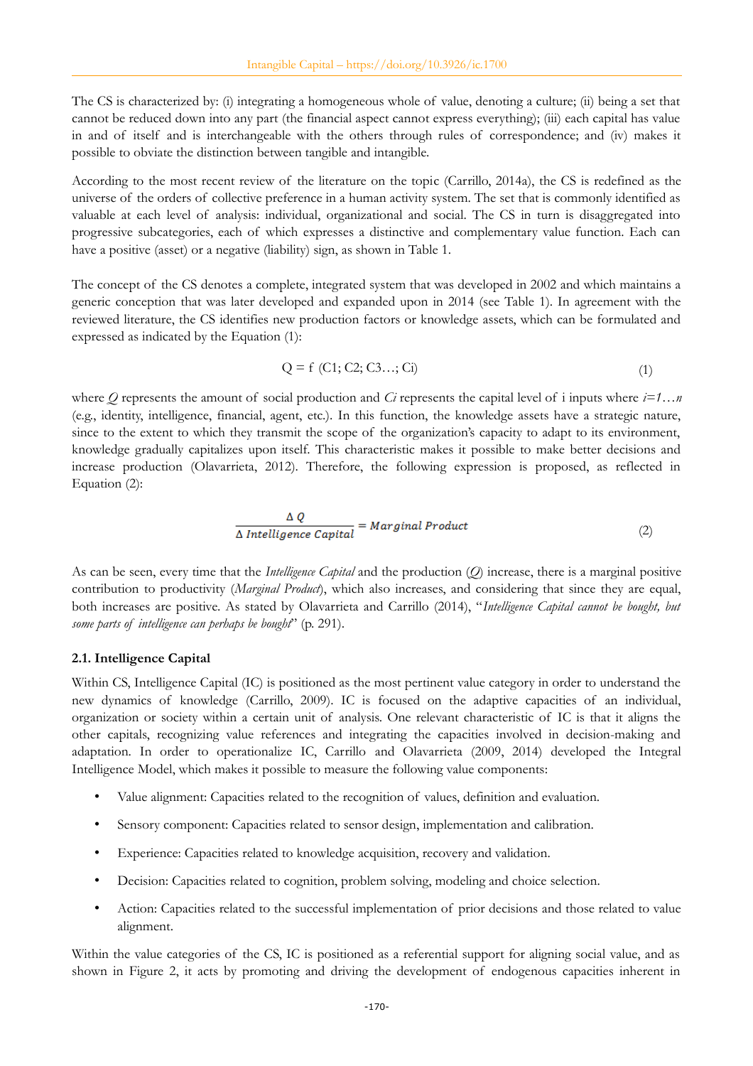The CS is characterized by: (i) integrating a homogeneous whole of value, denoting a culture; (ii) being a set that cannot be reduced down into any part (the financial aspect cannot express everything); (iii) each capital has value in and of itself and is interchangeable with the others through rules of correspondence; and (iv) makes it possible to obviate the distinction between tangible and intangible.

According to the most recent review of the literature on the topic (Carrillo, 2014a), the CS is redefined as the universe of the orders of collective preference in a human activity system. The set that is commonly identified as valuable at each level of analysis: individual, organizational and social. The CS in turn is disaggregated into progressive subcategories, each of which expresses a distinctive and complementary value function. Each can have a positive (asset) or a negative (liability) sign, as shown in Table 1.

The concept of the CS denotes a complete, integrated system that was developed in 2002 and which maintains a generic conception that was later developed and expanded upon in 2014 (see Table 1). In agreement with the reviewed literature, the CS identifies new production factors or knowledge assets, which can be formulated and expressed as indicated by the Equation (1):

$$Q = f\ (C1; C2; C3\ldots; Ci) \tag{1}$$

where $Q$ represents the amount of social production and $Ci$ represents the capital level of i inputs where $i=1\ldots n$ (e.g., identity, intelligence, financial, agent, etc.). In this function, the knowledge assets have a strategic nature, since to the extent to which they transmit the scope of the organization's capacity to adapt to its environment, knowledge gradually capitalizes upon itself. This characteristic makes it possible to make better decisions and increase production (Olavarrieta, 2012). Therefore, the following expression is proposed, as reflected in Equation (2):

$$\frac{\Delta\ Q}{\Delta\ Intelligence\ Capital} = Marginal\ Product \tag{2}$$

As can be seen, every time that the *Intelligence Capital* and the production ($Q$) increase, there is a marginal positive contribution to productivity (*Marginal Product*), which also increases, and considering that since they are equal, both increases are positive. As stated by Olavarrieta and Carrillo (2014), "*Intelligence Capital cannot be bought, but some parts of intelligence can perhaps be bought*" (p. 291).

### 2.1. Intelligence Capital

Within CS, Intelligence Capital (IC) is positioned as the most pertinent value category in order to understand the new dynamics of knowledge (Carrillo, 2009). IC is focused on the adaptive capacities of an individual, organization or society within a certain unit of analysis. One relevant characteristic of IC is that it aligns the other capitals, recognizing value references and integrating the capacities involved in decision-making and adaptation. In order to operationalize IC, Carrillo and Olavarrieta (2009, 2014) developed the Integral Intelligence Model, which makes it possible to measure the following value components:

- Value alignment: Capacities related to the recognition of values, definition and evaluation.
- Sensory component: Capacities related to sensor design, implementation and calibration.
- Experience: Capacities related to knowledge acquisition, recovery and validation.
- Decision: Capacities related to cognition, problem solving, modeling and choice selection.
- Action: Capacities related to the successful implementation of prior decisions and those related to value alignment.

Within the value categories of the CS, IC is positioned as a referential support for aligning social value, and as shown in Figure 2, it acts by promoting and driving the development of endogenous capacities inherent in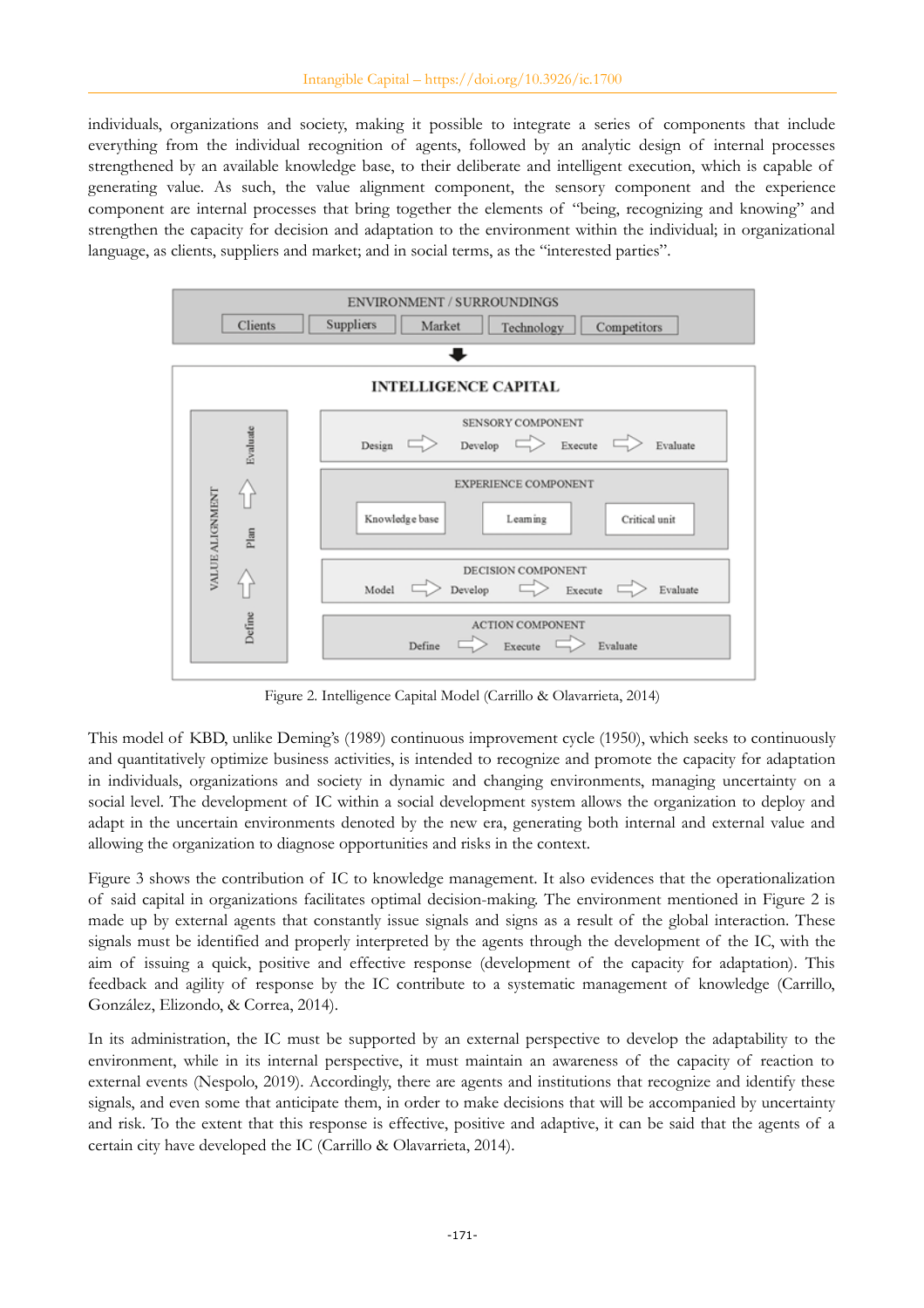individuals, organizations and society, making it possible to integrate a series of components that include everything from the individual recognition of agents, followed by an analytic design of internal processes strengthened by an available knowledge base, to their deliberate and intelligent execution, which is capable of generating value. As such, the value alignment component, the sensory component and the experience component are internal processes that bring together the elements of "being, recognizing and knowing" and strengthen the capacity for decision and adaptation to the environment within the individual; in organizational language, as clients, suppliers and market; and in social terms, as the "interested parties".

Figure 2. Intelligence Capital Model (Carrillo & Olavarrieta, 2014)

This model of KBD, unlike Deming's (1989) continuous improvement cycle (1950), which seeks to continuously and quantitatively optimize business activities, is intended to recognize and promote the capacity for adaptation in individuals, organizations and society in dynamic and changing environments, managing uncertainty on a social level. The development of IC within a social development system allows the organization to deploy and adapt in the uncertain environments denoted by the new era, generating both internal and external value and allowing the organization to diagnose opportunities and risks in the context.

Figure 3 shows the contribution of IC to knowledge management. It also evidences that the operationalization of said capital in organizations facilitates optimal decision-making. The environment mentioned in Figure 2 is made up by external agents that constantly issue signals and signs as a result of the global interaction. These signals must be identified and properly interpreted by the agents through the development of the IC, with the aim of issuing a quick, positive and effective response (development of the capacity for adaptation). This feedback and agility of response by the IC contribute to a systematic management of knowledge (Carrillo, González, Elizondo, & Correa, 2014).

In its administration, the IC must be supported by an external perspective to develop the adaptability to the environment, while in its internal perspective, it must maintain an awareness of the capacity of reaction to external events (Nespolo, 2019). Accordingly, there are agents and institutions that recognize and identify these signals, and even some that anticipate them, in order to make decisions that will be accompanied by uncertainty and risk. To the extent that this response is effective, positive and adaptive, it can be said that the agents of a certain city have developed the IC (Carrillo & Olavarrieta, 2014).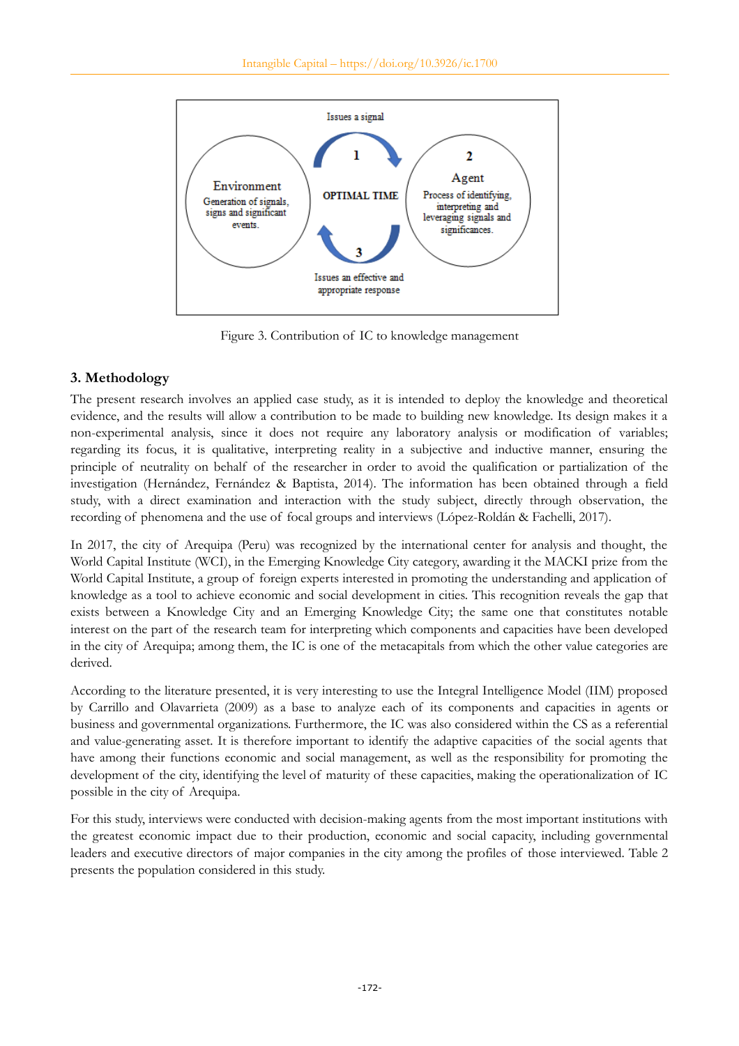Issues a signal

1

2

Environment

Generation of signals, signs and significant events.

OPTIMAL TIME

Agent

Process of identifying, interpreting and leveraging signals and significances.

3

Issues an effective and appropriate response

Figure 3. Contribution of IC to knowledge management

## 3. Methodology

The present research involves an applied case study, as it is intended to deploy the knowledge and theoretical evidence, and the results will allow a contribution to be made to building new knowledge. Its design makes it a non-experimental analysis, since it does not require any laboratory analysis or modification of variables; regarding its focus, it is qualitative, interpreting reality in a subjective and inductive manner, ensuring the principle of neutrality on behalf of the researcher in order to avoid the qualification or partialization of the investigation (Hernández, Fernández & Baptista, 2014). The information has been obtained through a field study, with a direct examination and interaction with the study subject, directly through observation, the recording of phenomena and the use of focal groups and interviews (López-Roldán & Fachelli, 2017).

In 2017, the city of Arequipa (Peru) was recognized by the international center for analysis and thought, the World Capital Institute (WCI), in the Emerging Knowledge City category, awarding it the MACKI prize from the World Capital Institute, a group of foreign experts interested in promoting the understanding and application of knowledge as a tool to achieve economic and social development in cities. This recognition reveals the gap that exists between a Knowledge City and an Emerging Knowledge City; the same one that constitutes notable interest on the part of the research team for interpreting which components and capacities have been developed in the city of Arequipa; among them, the IC is one of the metacapitals from which the other value categories are derived.

According to the literature presented, it is very interesting to use the Integral Intelligence Model (IIM) proposed by Carrillo and Olavarrieta (2009) as a base to analyze each of its components and capacities in agents or business and governmental organizations. Furthermore, the IC was also considered within the CS as a referential and value-generating asset. It is therefore important to identify the adaptive capacities of the social agents that have among their functions economic and social management, as well as the responsibility for promoting the development of the city, identifying the level of maturity of these capacities, making the operationalization of IC possible in the city of Arequipa.

For this study, interviews were conducted with decision-making agents from the most important institutions with the greatest economic impact due to their production, economic and social capacity, including governmental leaders and executive directors of major companies in the city among the profiles of those interviewed. Table 2 presents the population considered in this study.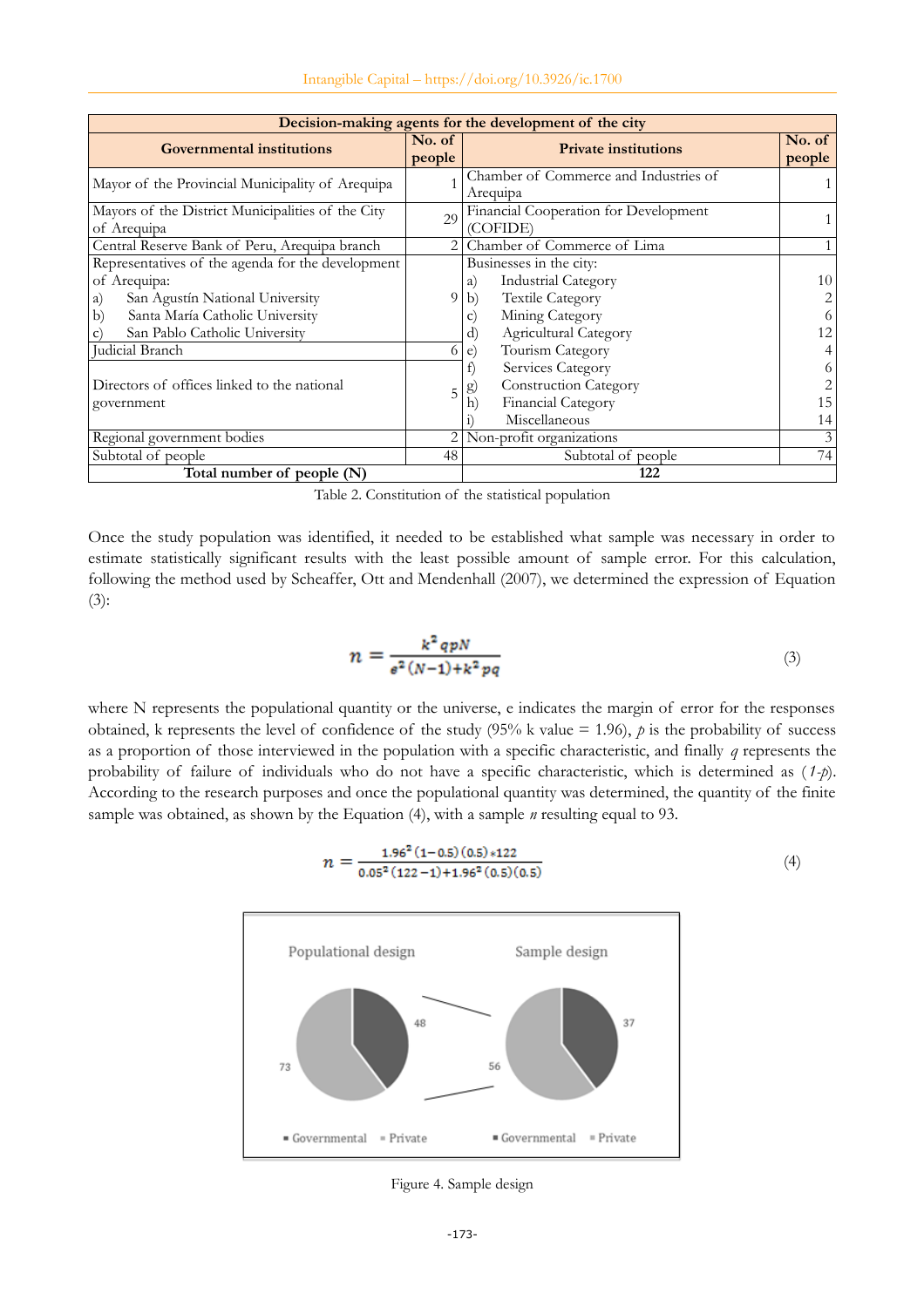| Decision-making agents for the development of the city | | | |
|---|---|---|---|
| **Governmental institutions** | **No. of people** | **Private institutions** | **No. of people** |
| Mayor of the Provincial Municipality of Arequipa | 1 | Chamber of Commerce and Industries of Arequipa | 1 |
| Mayors of the District Municipalities of the City of Arequipa | 29 | Financial Cooperation for Development (COFIDE) | 1 |
| Central Reserve Bank of Peru, Arequipa branch | 2 | Chamber of Commerce of Lima | 1 |
| Representatives of the agenda for the development of Arequipa: a) San Agustín National University b) Santa María Catholic University c) San Pablo Catholic University | 9 | Businesses in the city: | |
| | | a) Industrial Category | 10 |
| | | b) Textile Category | 2 |
| | | c) Mining Category | 6 |
| | | d) Agricultural Category | 12 |
| Judicial Branch | 6 | e) Tourism Category | 4 |
| Directors of offices linked to the national government | 5 | f) Services Category | 6 |
| | | g) Construction Category | 2 |
| | | h) Financial Category | 15 |
| | | i) Miscellaneous | 14 |
| Regional government bodies | 2 | Non-profit organizations | 3 |
| Subtotal of people | 48 | Subtotal of people | 74 |
| **Total number of people (N)** | | **122** | |

Table 2. Constitution of the statistical population

Once the study population was identified, it needed to be established what sample was necessary in order to estimate statistically significant results with the least possible amount of sample error. For this calculation, following the method used by Scheaffer, Ott and Mendenhall (2007), we determined the expression of Equation (3):

$$n = \frac{k^2 qpN}{e^2 (N-1) + k^2 pq} \tag{3}$$

where N represents the populational quantity or the universe, e indicates the margin of error for the responses obtained, k represents the level of confidence of the study (95% k value = 1.96), *p* is the probability of success as a proportion of those interviewed in the population with a specific characteristic, and finally *q* represents the probability of failure of individuals who do not have a specific characteristic, which is determined as (*1-p*). According to the research purposes and once the populational quantity was determined, the quantity of the finite sample was obtained, as shown by the Equation (4), with a sample *n* resulting equal to 93.

$$n = \frac{1.96^2 (1-0.5)(0.5) * 122}{0.05^2 (122-1) + 1.96^2 (0.5)(0.5)} \tag{4}$$

Figure 4. Sample design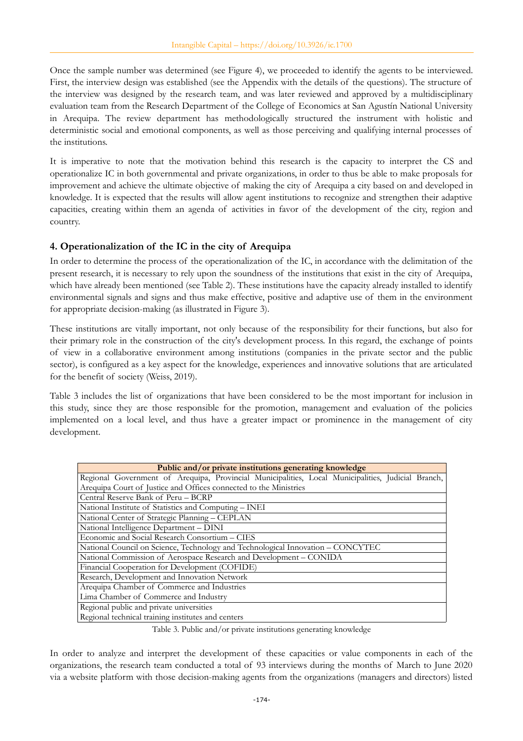Once the sample number was determined (see Figure 4), we proceeded to identify the agents to be interviewed. First, the interview design was established (see the Appendix with the details of the questions). The structure of the interview was designed by the research team, and was later reviewed and approved by a multidisciplinary evaluation team from the Research Department of the College of Economics at San Agustín National University in Arequipa. The review department has methodologically structured the instrument with holistic and deterministic social and emotional components, as well as those perceiving and qualifying internal processes of the institutions.

It is imperative to note that the motivation behind this research is the capacity to interpret the CS and operationalize IC in both governmental and private organizations, in order to thus be able to make proposals for improvement and achieve the ultimate objective of making the city of Arequipa a city based on and developed in knowledge. It is expected that the results will allow agent institutions to recognize and strengthen their adaptive capacities, creating within them an agenda of activities in favor of the development of the city, region and country.

## 4. Operationalization of the IC in the city of Arequipa

In order to determine the process of the operationalization of the IC, in accordance with the delimitation of the present research, it is necessary to rely upon the soundness of the institutions that exist in the city of Arequipa, which have already been mentioned (see Table 2). These institutions have the capacity already installed to identify environmental signals and signs and thus make effective, positive and adaptive use of them in the environment for appropriate decision-making (as illustrated in Figure 3).

These institutions are vitally important, not only because of the responsibility for their functions, but also for their primary role in the construction of the city's development process. In this regard, the exchange of points of view in a collaborative environment among institutions (companies in the private sector and the public sector), is configured as a key aspect for the knowledge, experiences and innovative solutions that are articulated for the benefit of society (Weiss, 2019).

Table 3 includes the list of organizations that have been considered to be the most important for inclusion in this study, since they are those responsible for the promotion, management and evaluation of the policies implemented on a local level, and thus have a greater impact or prominence in the management of city development.

| Public and/or private institutions generating knowledge |
|---|
| Regional Government of Arequipa, Provincial Municipalities, Local Municipalities, Judicial Branch, Arequipa Court of Justice and Offices connected to the Ministries |
| Central Reserve Bank of Peru – BCRP |
| National Institute of Statistics and Computing – INEI |
| National Center of Strategic Planning – CEPLAN |
| National Intelligence Department – DINI |
| Economic and Social Research Consortium – CIES |
| National Council on Science, Technology and Technological Innovation – CONCYTEC |
| National Commission of Aerospace Research and Development – CONIDA |
| Financial Cooperation for Development (COFIDE) |
| Research, Development and Innovation Network |
| Arequipa Chamber of Commerce and Industries |
| Lima Chamber of Commerce and Industry |
| Regional public and private universities |
| Regional technical training institutes and centers |

Table 3. Public and/or private institutions generating knowledge

In order to analyze and interpret the development of these capacities or value components in each of the organizations, the research team conducted a total of 93 interviews during the months of March to June 2020 via a website platform with those decision-making agents from the organizations (managers and directors) listed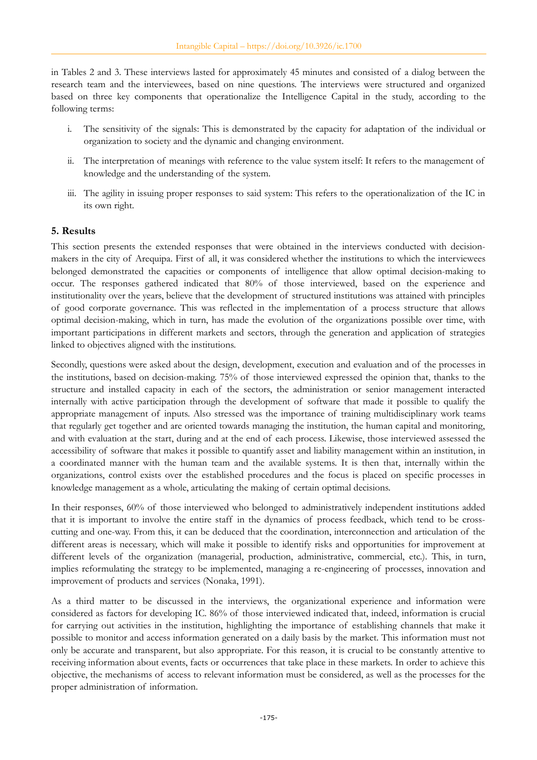in Tables 2 and 3. These interviews lasted for approximately 45 minutes and consisted of a dialog between the research team and the interviewees, based on nine questions. The interviews were structured and organized based on three key components that operationalize the Intelligence Capital in the study, according to the following terms:

i. The sensitivity of the signals: This is demonstrated by the capacity for adaptation of the individual or organization to society and the dynamic and changing environment.

ii. The interpretation of meanings with reference to the value system itself: It refers to the management of knowledge and the understanding of the system.

iii. The agility in issuing proper responses to said system: This refers to the operationalization of the IC in its own right.

## 5. Results

This section presents the extended responses that were obtained in the interviews conducted with decision-makers in the city of Arequipa. First of all, it was considered whether the institutions to which the interviewees belonged demonstrated the capacities or components of intelligence that allow optimal decision-making to occur. The responses gathered indicated that 80% of those interviewed, based on the experience and institutionality over the years, believe that the development of structured institutions was attained with principles of good corporate governance. This was reflected in the implementation of a process structure that allows optimal decision-making, which in turn, has made the evolution of the organizations possible over time, with important participations in different markets and sectors, through the generation and application of strategies linked to objectives aligned with the institutions.

Secondly, questions were asked about the design, development, execution and evaluation and of the processes in the institutions, based on decision-making. 75% of those interviewed expressed the opinion that, thanks to the structure and installed capacity in each of the sectors, the administration or senior management interacted internally with active participation through the development of software that made it possible to qualify the appropriate management of inputs. Also stressed was the importance of training multidisciplinary work teams that regularly get together and are oriented towards managing the institution, the human capital and monitoring, and with evaluation at the start, during and at the end of each process. Likewise, those interviewed assessed the accessibility of software that makes it possible to quantify asset and liability management within an institution, in a coordinated manner with the human team and the available systems. It is then that, internally within the organizations, control exists over the established procedures and the focus is placed on specific processes in knowledge management as a whole, articulating the making of certain optimal decisions.

In their responses, 60% of those interviewed who belonged to administratively independent institutions added that it is important to involve the entire staff in the dynamics of process feedback, which tend to be cross-cutting and one-way. From this, it can be deduced that the coordination, interconnection and articulation of the different areas is necessary, which will make it possible to identify risks and opportunities for improvement at different levels of the organization (managerial, production, administrative, commercial, etc.). This, in turn, implies reformulating the strategy to be implemented, managing a re-engineering of processes, innovation and improvement of products and services (Nonaka, 1991).

As a third matter to be discussed in the interviews, the organizational experience and information were considered as factors for developing IC. 86% of those interviewed indicated that, indeed, information is crucial for carrying out activities in the institution, highlighting the importance of establishing channels that make it possible to monitor and access information generated on a daily basis by the market. This information must not only be accurate and transparent, but also appropriate. For this reason, it is crucial to be constantly attentive to receiving information about events, facts or occurrences that take place in these markets. In order to achieve this objective, the mechanisms of access to relevant information must be considered, as well as the processes for the proper administration of information.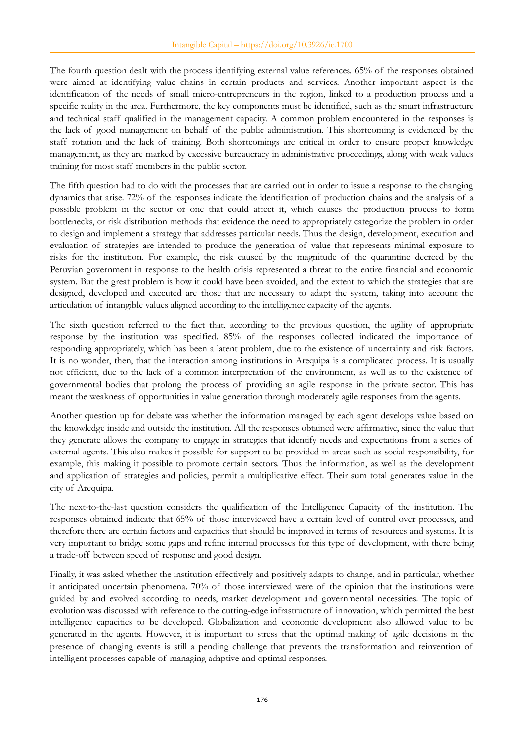The fourth question dealt with the process identifying external value references. 65% of the responses obtained were aimed at identifying value chains in certain products and services. Another important aspect is the identification of the needs of small micro-entrepreneurs in the region, linked to a production process and a specific reality in the area. Furthermore, the key components must be identified, such as the smart infrastructure and technical staff qualified in the management capacity. A common problem encountered in the responses is the lack of good management on behalf of the public administration. This shortcoming is evidenced by the staff rotation and the lack of training. Both shortcomings are critical in order to ensure proper knowledge management, as they are marked by excessive bureaucracy in administrative proceedings, along with weak values training for most staff members in the public sector.

The fifth question had to do with the processes that are carried out in order to issue a response to the changing dynamics that arise. 72% of the responses indicate the identification of production chains and the analysis of a possible problem in the sector or one that could affect it, which causes the production process to form bottlenecks, or risk distribution methods that evidence the need to appropriately categorize the problem in order to design and implement a strategy that addresses particular needs. Thus the design, development, execution and evaluation of strategies are intended to produce the generation of value that represents minimal exposure to risks for the institution. For example, the risk caused by the magnitude of the quarantine decreed by the Peruvian government in response to the health crisis represented a threat to the entire financial and economic system. But the great problem is how it could have been avoided, and the extent to which the strategies that are designed, developed and executed are those that are necessary to adapt the system, taking into account the articulation of intangible values aligned according to the intelligence capacity of the agents.

The sixth question referred to the fact that, according to the previous question, the agility of appropriate response by the institution was specified. 85% of the responses collected indicated the importance of responding appropriately, which has been a latent problem, due to the existence of uncertainty and risk factors. It is no wonder, then, that the interaction among institutions in Arequipa is a complicated process. It is usually not efficient, due to the lack of a common interpretation of the environment, as well as to the existence of governmental bodies that prolong the process of providing an agile response in the private sector. This has meant the weakness of opportunities in value generation through moderately agile responses from the agents.

Another question up for debate was whether the information managed by each agent develops value based on the knowledge inside and outside the institution. All the responses obtained were affirmative, since the value that they generate allows the company to engage in strategies that identify needs and expectations from a series of external agents. This also makes it possible for support to be provided in areas such as social responsibility, for example, this making it possible to promote certain sectors. Thus the information, as well as the development and application of strategies and policies, permit a multiplicative effect. Their sum total generates value in the city of Arequipa.

The next-to-the-last question considers the qualification of the Intelligence Capacity of the institution. The responses obtained indicate that 65% of those interviewed have a certain level of control over processes, and therefore there are certain factors and capacities that should be improved in terms of resources and systems. It is very important to bridge some gaps and refine internal processes for this type of development, with there being a trade-off between speed of response and good design.

Finally, it was asked whether the institution effectively and positively adapts to change, and in particular, whether it anticipated uncertain phenomena. 70% of those interviewed were of the opinion that the institutions were guided by and evolved according to needs, market development and governmental necessities. The topic of evolution was discussed with reference to the cutting-edge infrastructure of innovation, which permitted the best intelligence capacities to be developed. Globalization and economic development also allowed value to be generated in the agents. However, it is important to stress that the optimal making of agile decisions in the presence of changing events is still a pending challenge that prevents the transformation and reinvention of intelligent processes capable of managing adaptive and optimal responses.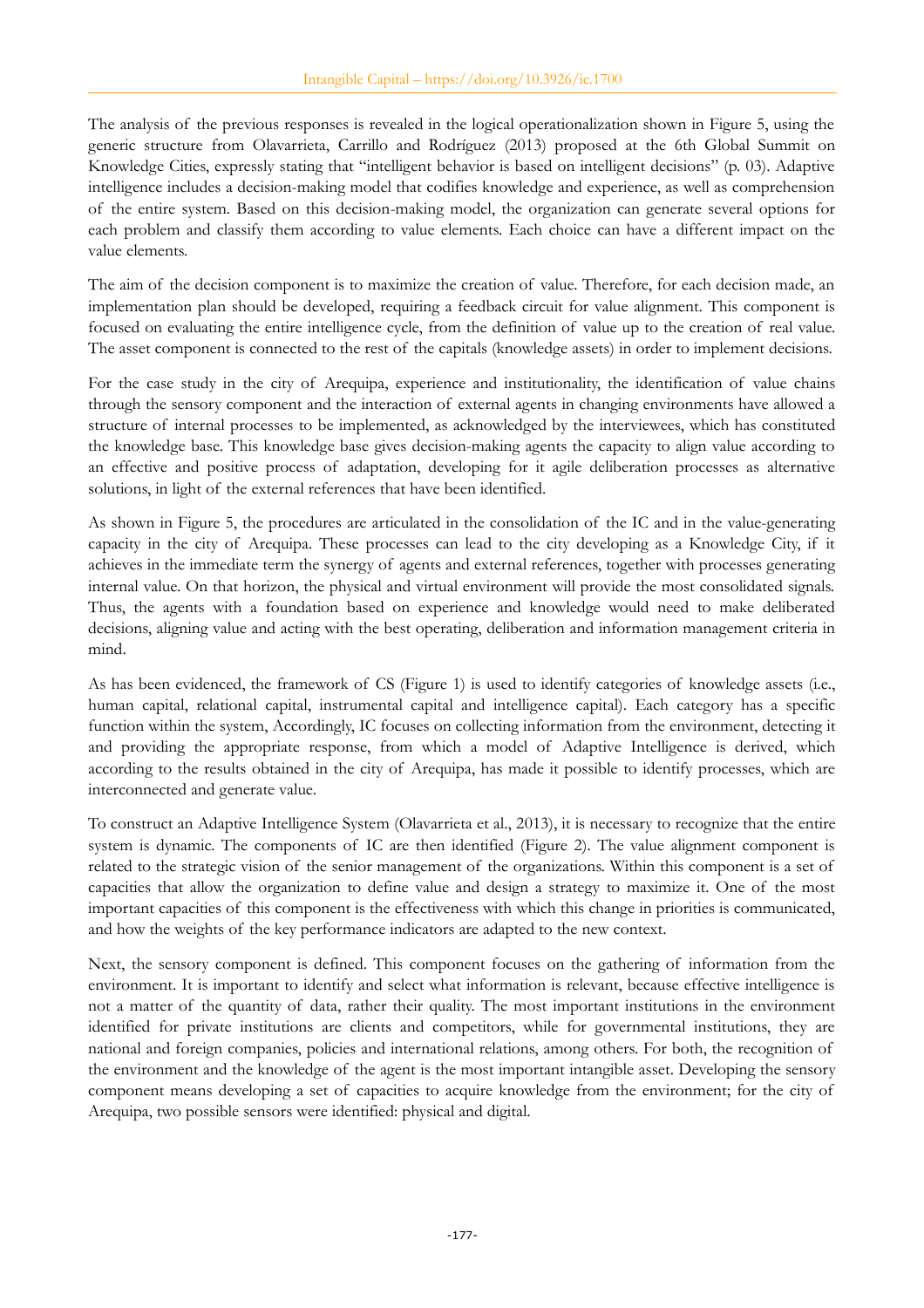The analysis of the previous responses is revealed in the logical operationalization shown in Figure 5, using the generic structure from Olavarrieta, Carrillo and Rodríguez (2013) proposed at the 6th Global Summit on Knowledge Cities, expressly stating that "intelligent behavior is based on intelligent decisions" (p. 03). Adaptive intelligence includes a decision-making model that codifies knowledge and experience, as well as comprehension of the entire system. Based on this decision-making model, the organization can generate several options for each problem and classify them according to value elements. Each choice can have a different impact on the value elements.

The aim of the decision component is to maximize the creation of value. Therefore, for each decision made, an implementation plan should be developed, requiring a feedback circuit for value alignment. This component is focused on evaluating the entire intelligence cycle, from the definition of value up to the creation of real value. The asset component is connected to the rest of the capitals (knowledge assets) in order to implement decisions.

For the case study in the city of Arequipa, experience and institutionality, the identification of value chains through the sensory component and the interaction of external agents in changing environments have allowed a structure of internal processes to be implemented, as acknowledged by the interviewees, which has constituted the knowledge base. This knowledge base gives decision-making agents the capacity to align value according to an effective and positive process of adaptation, developing for it agile deliberation processes as alternative solutions, in light of the external references that have been identified.

As shown in Figure 5, the procedures are articulated in the consolidation of the IC and in the value-generating capacity in the city of Arequipa. These processes can lead to the city developing as a Knowledge City, if it achieves in the immediate term the synergy of agents and external references, together with processes generating internal value. On that horizon, the physical and virtual environment will provide the most consolidated signals. Thus, the agents with a foundation based on experience and knowledge would need to make deliberated decisions, aligning value and acting with the best operating, deliberation and information management criteria in mind.

As has been evidenced, the framework of CS (Figure 1) is used to identify categories of knowledge assets (i.e., human capital, relational capital, instrumental capital and intelligence capital). Each category has a specific function within the system, Accordingly, IC focuses on collecting information from the environment, detecting it and providing the appropriate response, from which a model of Adaptive Intelligence is derived, which according to the results obtained in the city of Arequipa, has made it possible to identify processes, which are interconnected and generate value.

To construct an Adaptive Intelligence System (Olavarrieta et al., 2013), it is necessary to recognize that the entire system is dynamic. The components of IC are then identified (Figure 2). The value alignment component is related to the strategic vision of the senior management of the organizations. Within this component is a set of capacities that allow the organization to define value and design a strategy to maximize it. One of the most important capacities of this component is the effectiveness with which this change in priorities is communicated, and how the weights of the key performance indicators are adapted to the new context.

Next, the sensory component is defined. This component focuses on the gathering of information from the environment. It is important to identify and select what information is relevant, because effective intelligence is not a matter of the quantity of data, rather their quality. The most important institutions in the environment identified for private institutions are clients and competitors, while for governmental institutions, they are national and foreign companies, policies and international relations, among others. For both, the recognition of the environment and the knowledge of the agent is the most important intangible asset. Developing the sensory component means developing a set of capacities to acquire knowledge from the environment; for the city of Arequipa, two possible sensors were identified: physical and digital.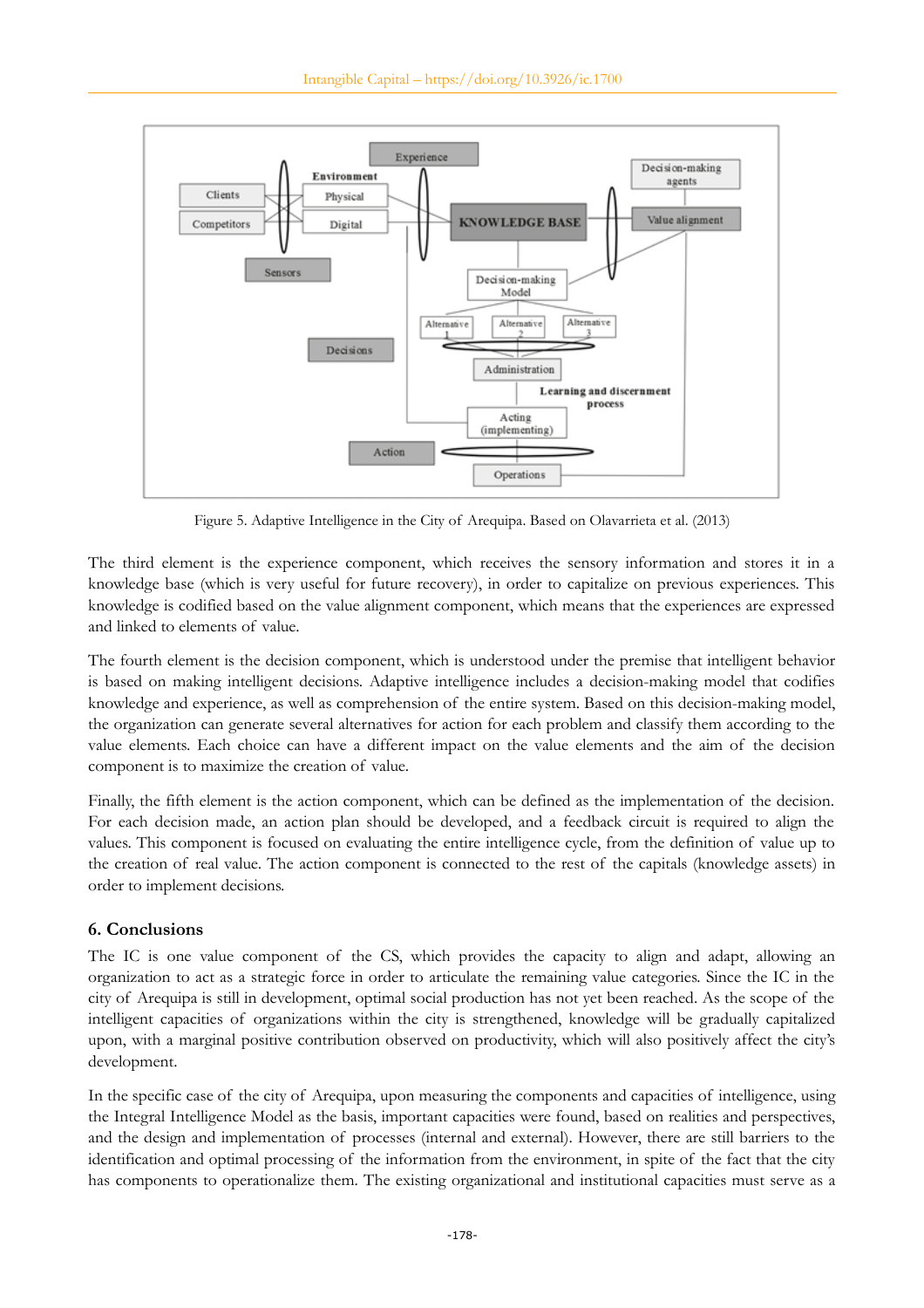Figure 5. Adaptive Intelligence in the City of Arequipa. Based on Olavarrieta et al. (2013)

The third element is the experience component, which receives the sensory information and stores it in a knowledge base (which is very useful for future recovery), in order to capitalize on previous experiences. This knowledge is codified based on the value alignment component, which means that the experiences are expressed and linked to elements of value.

The fourth element is the decision component, which is understood under the premise that intelligent behavior is based on making intelligent decisions. Adaptive intelligence includes a decision-making model that codifies knowledge and experience, as well as comprehension of the entire system. Based on this decision-making model, the organization can generate several alternatives for action for each problem and classify them according to the value elements. Each choice can have a different impact on the value elements and the aim of the decision component is to maximize the creation of value.

Finally, the fifth element is the action component, which can be defined as the implementation of the decision. For each decision made, an action plan should be developed, and a feedback circuit is required to align the values. This component is focused on evaluating the entire intelligence cycle, from the definition of value up to the creation of real value. The action component is connected to the rest of the capitals (knowledge assets) in order to implement decisions.

## 6. Conclusions

The IC is one value component of the CS, which provides the capacity to align and adapt, allowing an organization to act as a strategic force in order to articulate the remaining value categories. Since the IC in the city of Arequipa is still in development, optimal social production has not yet been reached. As the scope of the intelligent capacities of organizations within the city is strengthened, knowledge will be gradually capitalized upon, with a marginal positive contribution observed on productivity, which will also positively affect the city's development.

In the specific case of the city of Arequipa, upon measuring the components and capacities of intelligence, using the Integral Intelligence Model as the basis, important capacities were found, based on realities and perspectives, and the design and implementation of processes (internal and external). However, there are still barriers to the identification and optimal processing of the information from the environment, in spite of the fact that the city has components to operationalize them. The existing organizational and institutional capacities must serve as a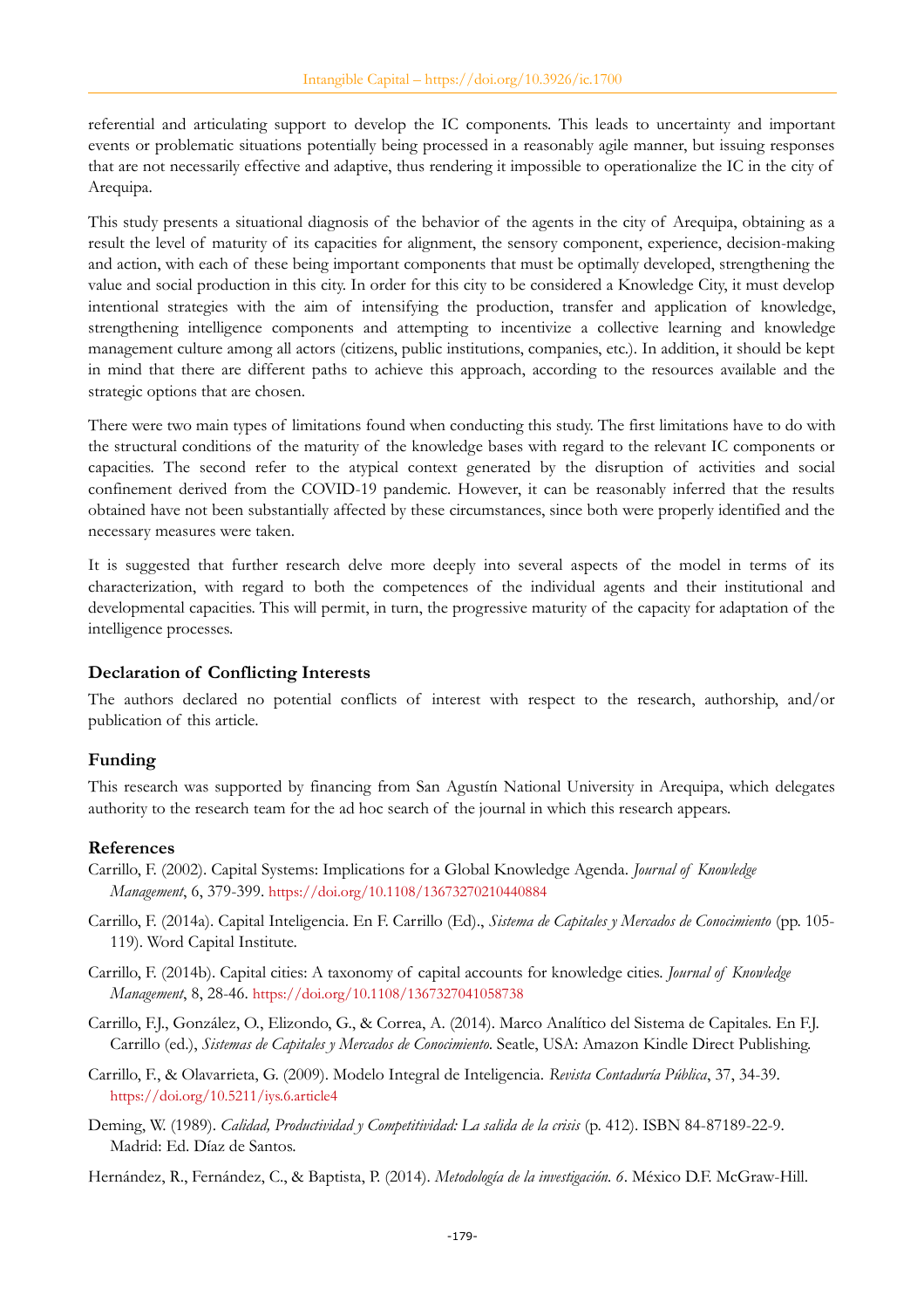referential and articulating support to develop the IC components. This leads to uncertainty and important events or problematic situations potentially being processed in a reasonably agile manner, but issuing responses that are not necessarily effective and adaptive, thus rendering it impossible to operationalize the IC in the city of Arequipa.

This study presents a situational diagnosis of the behavior of the agents in the city of Arequipa, obtaining as a result the level of maturity of its capacities for alignment, the sensory component, experience, decision-making and action, with each of these being important components that must be optimally developed, strengthening the value and social production in this city. In order for this city to be considered a Knowledge City, it must develop intentional strategies with the aim of intensifying the production, transfer and application of knowledge, strengthening intelligence components and attempting to incentivize a collective learning and knowledge management culture among all actors (citizens, public institutions, companies, etc.). In addition, it should be kept in mind that there are different paths to achieve this approach, according to the resources available and the strategic options that are chosen.

There were two main types of limitations found when conducting this study. The first limitations have to do with the structural conditions of the maturity of the knowledge bases with regard to the relevant IC components or capacities. The second refer to the atypical context generated by the disruption of activities and social confinement derived from the COVID-19 pandemic. However, it can be reasonably inferred that the results obtained have not been substantially affected by these circumstances, since both were properly identified and the necessary measures were taken.

It is suggested that further research delve more deeply into several aspects of the model in terms of its characterization, with regard to both the competences of the individual agents and their institutional and developmental capacities. This will permit, in turn, the progressive maturity of the capacity for adaptation of the intelligence processes.

## Declaration of Conflicting Interests

The authors declared no potential conflicts of interest with respect to the research, authorship, and/or publication of this article.

## Funding

This research was supported by financing from San Agustín National University in Arequipa, which delegates authority to the research team for the ad hoc search of the journal in which this research appears.

## References

Carrillo, F. (2002). Capital Systems: Implications for a Global Knowledge Agenda. *Journal of Knowledge Management*, 6, 379-399. https://doi.org/10.1108/13673270210440884

Carrillo, F. (2014a). Capital Inteligencia. En F. Carrillo (Ed)., *Sistema de Capitales y Mercados de Conocimiento* (pp. 105-119). Word Capital Institute.

Carrillo, F. (2014b). Capital cities: A taxonomy of capital accounts for knowledge cities. *Journal of Knowledge Management*, 8, 28-46. https://doi.org/10.1108/1367327041058738

Carrillo, F.J., González, O., Elizondo, G., & Correa, A. (2014). Marco Analítico del Sistema de Capitales. En F.J. Carrillo (ed.), *Sistemas de Capitales y Mercados de Conocimiento*. Seatle, USA: Amazon Kindle Direct Publishing.

Carrillo, F., & Olavarrieta, G. (2009). Modelo Integral de Inteligencia. *Revista Contaduría Pública*, 37, 34-39. https://doi.org/10.5211/iys.6.article4

Deming, W. (1989). *Calidad, Productividad y Competitividad: La salida de la crisis* (p. 412). ISBN 84-87189-22-9. Madrid: Ed. Díaz de Santos.

Hernández, R., Fernández, C., & Baptista, P. (2014). *Metodología de la investigación. 6*. México D.F. McGraw-Hill.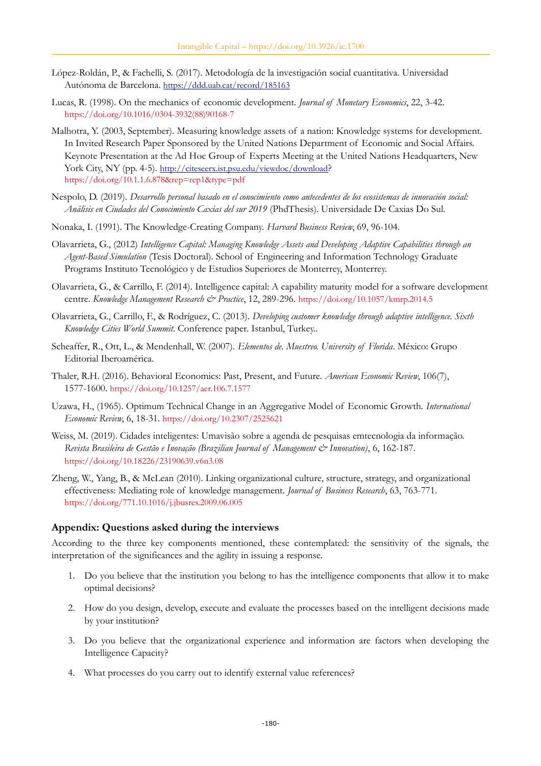López-Roldán, P., & Fachelli, S. (2017). Metodología de la investigación social cuantitativa. Universidad Autónoma de Barcelona. https://ddd.uab.cat/record/185163

Lucas, R. (1998). On the mechanics of economic development. *Journal of Monetary Economics*, 22, 3-42. https://doi.org/10.1016/0304-3932(88)90168-7

Malhotra, Y. (2003, September). Measuring knowledge assets of a nation: Knowledge systems for development. In Invited Research Paper Sponsored by the United Nations Department of Economic and Social Affairs. Keynote Presentation at the Ad Hoc Group of Experts Meeting at the United Nations Headquarters, New York City, NY (pp. 4-5). http://citeseerx.ist.psu.edu/viewdoc/download? https://doi.org/10.1.1.6.878&rep=rep1&type=pdf

Nespolo, D. (2019). *Desarrollo personal basado en el conocimiento como antecedentes de los ecosistemas de innovación social: Análisis en Ciudades del Conocimiento Caxias del sur 2019* (PhdThesis). Universidade De Caxias Do Sul.

Nonaka, I. (1991). The Knowledge-Creating Company. *Harvard Business Review*, 69, 96-104.

Olavarrieta, G., (2012) *Intelligence Capital: Managing Knowledge Assets and Developing Adaptive Capabilities through an Agent-Based Simulation* (Tesis Doctoral). School of Engineering and Information Technology Graduate Programs Instituto Tecnológico y de Estudios Superiores de Monterrey, Monterrey.

Olavarrieta, G., & Carrillo, F. (2014). Intelligence capital: A capability maturity model for a software development centre. *Knowledge Management Research & Practice*, 12, 289-296. https://doi.org/10.1057/kmrp.2014.5

Olavarrieta, G., Carrillo, F., & Rodríguez, C. (2013). *Developing customer knowledge through adaptive intelligence. Sixth Knowledge Cities World Summit*. Conference paper. Istanbul, Turkey..

Scheaffer, R., Ott, L., & Mendenhall, W. (2007). *Elementos de. Muestreo. University of Florida*. México: Grupo Editorial Iberoamérica.

Thaler, R.H. (2016). Behavioral Economics: Past, Present, and Future. *American Economic Review*, 106(7), 1577-1600. https://doi.org/10.1257/aer.106.7.1577

Uzawa, H., (1965). Optimum Technical Change in an Aggregative Model of Economic Growth. *International Economic Review*, 6, 18-31. https://doi.org/10.2307/2525621

Weiss, M. (2019). Cidades inteligentes: Umavisão sobre a agenda de pesquisas emtecnologia da informação. *Revista Brasileira de Gestão e Inovação (Brazilian Journal of Management & Innovation)*, 6, 162-187. https://doi.org/10.18226/23190639.v6n3.08

Zheng, W., Yang, B., & McLean (2010). Linking organizational culture, structure, strategy, and organizational effectiveness: Mediating role of knowledge management. *Journal of Business Research*, 63, 763-771. https://doi.org/771.10.1016/j.jbusres.2009.06.005

## Appendix: Questions asked during the interviews

According to the three key components mentioned, these contemplated: the sensitivity of the signals, the interpretation of the significances and the agility in issuing a response.

1. Do you believe that the institution you belong to has the intelligence components that allow it to make optimal decisions?
2. How do you design, develop, execute and evaluate the processes based on the intelligent decisions made by your institution?
3. Do you believe that the organizational experience and information are factors when developing the Intelligence Capacity?
4. What processes do you carry out to identify external value references?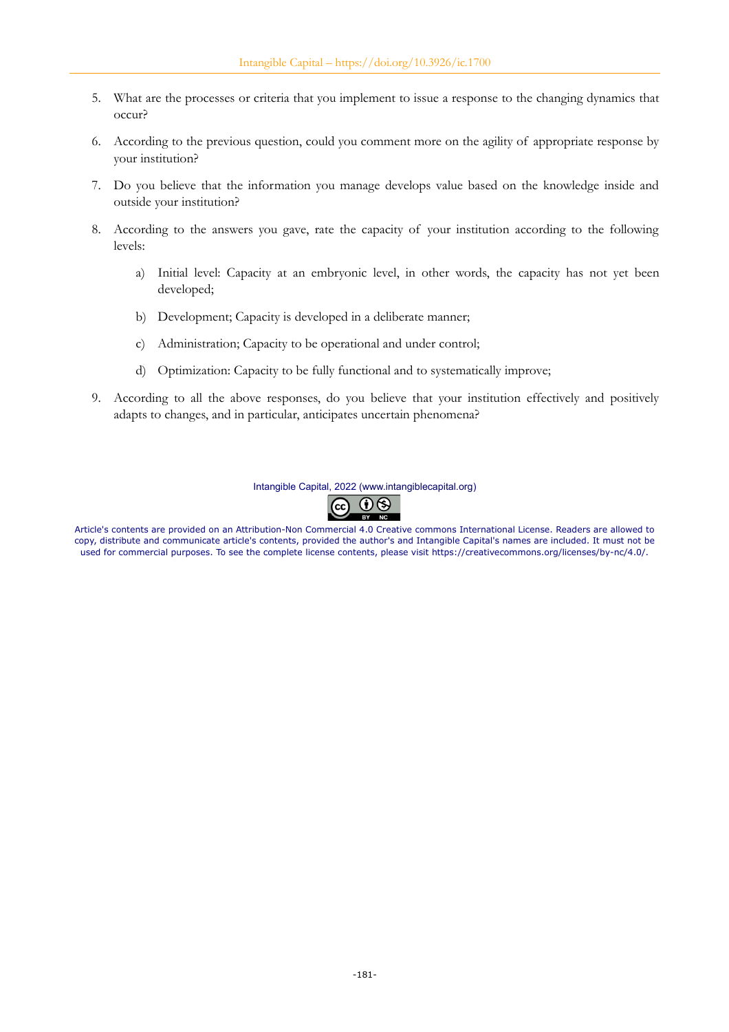5. What are the processes or criteria that you implement to issue a response to the changing dynamics that occur?

6. According to the previous question, could you comment more on the agility of appropriate response by your institution?

7. Do you believe that the information you manage develops value based on the knowledge inside and outside your institution?

8. According to the answers you gave, rate the capacity of your institution according to the following levels:

    a) Initial level: Capacity at an embryonic level, in other words, the capacity has not yet been developed;

    b) Development; Capacity is developed in a deliberate manner;

    c) Administration; Capacity to be operational and under control;

    d) Optimization: Capacity to be fully functional and to systematically improve;

9. According to all the above responses, do you believe that your institution effectively and positively adapts to changes, and in particular, anticipates uncertain phenomena?

Intangible Capital, 2022 (www.intangiblecapital.org)

Article's contents are provided on an Attribution-Non Commercial 4.0 Creative commons International License. Readers are allowed to copy, distribute and communicate article's contents, provided the author's and Intangible Capital's names are included. It must not be used for commercial purposes. To see the complete license contents, please visit https://creativecommons.org/licenses/by-nc/4.0/.